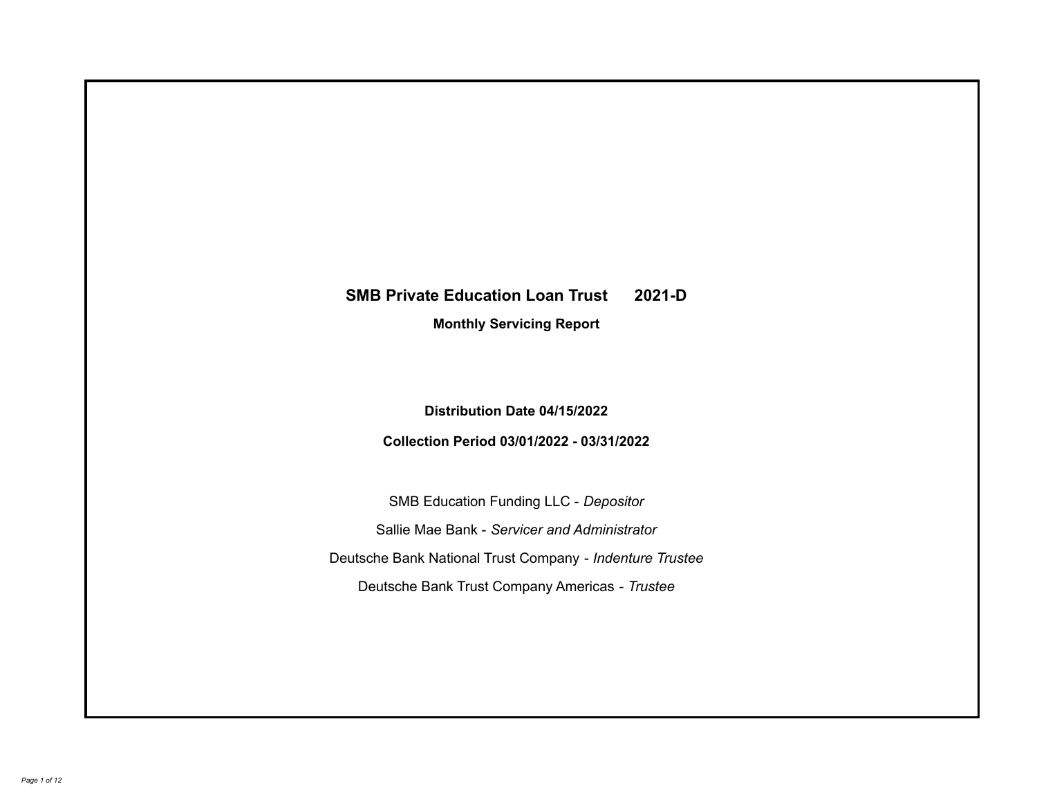# SMB Private Education Loan Trust 2021-D

**Monthly Servicing Report**

**Distribution Date 04/15/2022**

**Collection Period 03/01/2022 - 03/31/2022**

SMB Education Funding LLC - *Depositor*

Sallie Mae Bank - *Servicer and Administrator*

Deutsche Bank National Trust Company - *Indenture Trustee*

Deutsche Bank Trust Company Americas - *Trustee*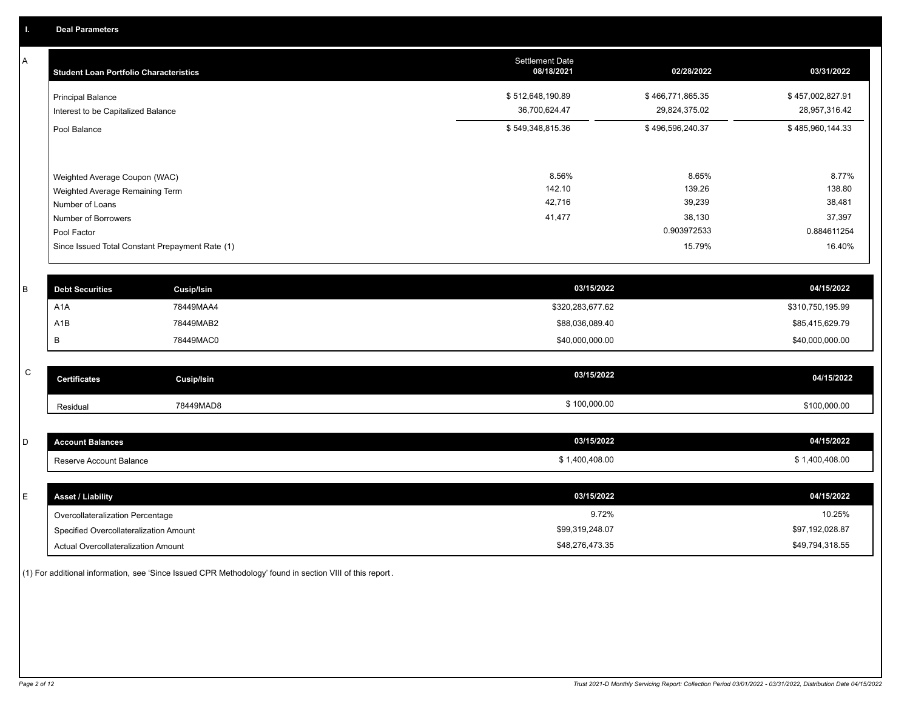## I. Deal Parameters

### A

| Student Loan Portfolio Characteristics | Settlement Date 08/18/2021 | 02/28/2022 | 03/31/2022 |
|---|---|---|---|
| Principal Balance | $ 512,648,190.89 | $ 466,771,865.35 | $ 457,002,827.91 |
| Interest to be Capitalized Balance | 36,700,624.47 | 29,824,375.02 | 28,957,316.42 |
| Pool Balance | $ 549,348,815.36 | $ 496,596,240.37 | $ 485,960,144.33 |
| Weighted Average Coupon (WAC) | 8.56% | 8.65% | 8.77% |
| Weighted Average Remaining Term | 142.10 | 139.26 | 138.80 |
| Number of Loans | 42,716 | 39,239 | 38,481 |
| Number of Borrowers | 41,477 | 38,130 | 37,397 |
| Pool Factor | | 0.903972533 | 0.884611254 |
| Since Issued Total Constant Prepayment Rate (1) | | 15.79% | 16.40% |

### B

| Debt Securities | Cusip/Isin | 03/15/2022 | 04/15/2022 |
|---|---|---|---|
| A1A | 78449MAA4 | $320,283,677.62 | $310,750,195.99 |
| A1B | 78449MAB2 | $88,036,089.40 | $85,415,629.79 |
| B | 78449MAC0 | $40,000,000.00 | $40,000,000.00 |

### C

| Certificates | Cusip/Isin | 03/15/2022 | 04/15/2022 |
|---|---|---|---|
| Residual | 78449MAD8 | $ 100,000.00 | $100,000.00 |

### D

| Account Balances | 03/15/2022 | 04/15/2022 |
|---|---|---|
| Reserve Account Balance | $ 1,400,408.00 | $ 1,400,408.00 |

### E

| Asset / Liability | 03/15/2022 | 04/15/2022 |
|---|---|---|
| Overcollateralization Percentage | 9.72% | 10.25% |
| Specified Overcollateralization Amount | $99,319,248.07 | $97,192,028.87 |
| Actual Overcollateralization Amount | $48,276,473.35 | $49,794,318.55 |

(1) For additional information, see 'Since Issued CPR Methodology' found in section VIII of this report.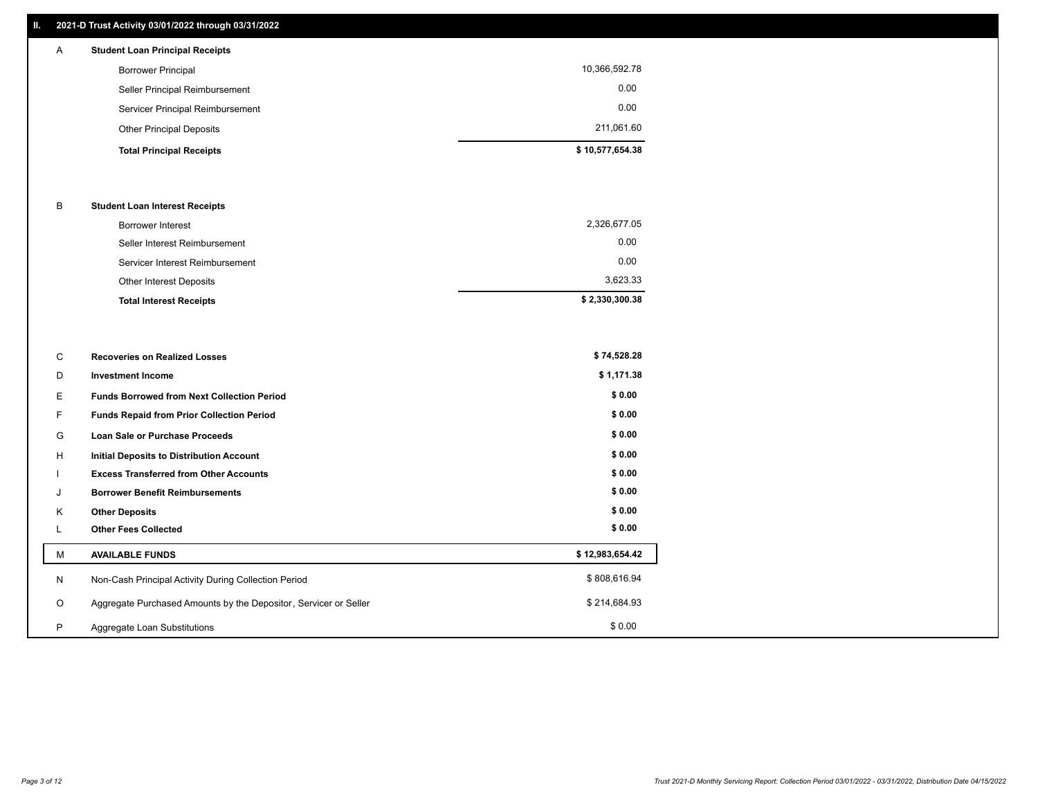## II. 2021-D Trust Activity 03/01/2022 through 03/31/2022

| | | |
|---|---|---|
| A | **Student Loan Principal Receipts** | |
| | Borrower Principal | 10,366,592.78 |
| | Seller Principal Reimbursement | 0.00 |
| | Servicer Principal Reimbursement | 0.00 |
| | Other Principal Deposits | 211,061.60 |
| | **Total Principal Receipts** | **$ 10,577,654.38** |
| B | **Student Loan Interest Receipts** | |
| | Borrower Interest | 2,326,677.05 |
| | Seller Interest Reimbursement | 0.00 |
| | Servicer Interest Reimbursement | 0.00 |
| | Other Interest Deposits | 3,623.33 |
| | **Total Interest Receipts** | **$ 2,330,300.38** |
| C | **Recoveries on Realized Losses** | **$ 74,528.28** |
| D | **Investment Income** | **$ 1,171.38** |
| E | **Funds Borrowed from Next Collection Period** | **$ 0.00** |
| F | **Funds Repaid from Prior Collection Period** | **$ 0.00** |
| G | **Loan Sale or Purchase Proceeds** | **$ 0.00** |
| H | **Initial Deposits to Distribution Account** | **$ 0.00** |
| I | **Excess Transferred from Other Accounts** | **$ 0.00** |
| J | **Borrower Benefit Reimbursements** | **$ 0.00** |
| K | **Other Deposits** | **$ 0.00** |
| L | **Other Fees Collected** | **$ 0.00** |
| M | **AVAILABLE FUNDS** | **$ 12,983,654.42** |
| N | Non-Cash Principal Activity During Collection Period | $ 808,616.94 |
| O | Aggregate Purchased Amounts by the Depositor, Servicer or Seller | $ 214,684.93 |
| P | Aggregate Loan Substitutions | $ 0.00 |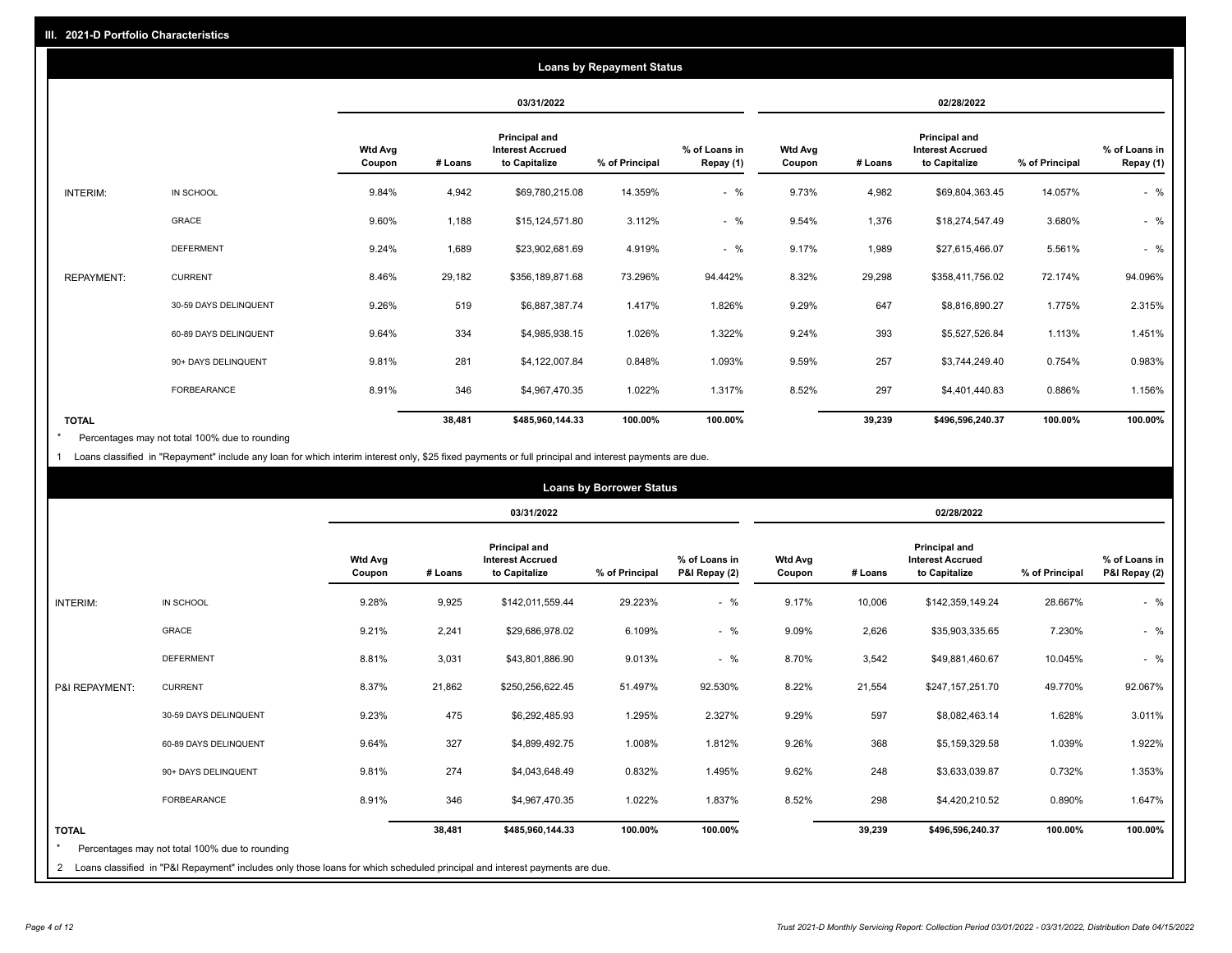## III. 2021-D Portfolio Characteristics

### Loans by Repayment Status

| | | 03/31/2022 | | | | | 02/28/2022 | | | | |
|---|---|---|---|---|---|---|---|---|---|---|---|
| | | Wtd Avg Coupon | # Loans | Principal and Interest Accrued to Capitalize | % of Principal | % of Loans in Repay (1) | Wtd Avg Coupon | # Loans | Principal and Interest Accrued to Capitalize | % of Principal | % of Loans in Repay (1) |
| INTERIM: | IN SCHOOL | 9.84% | 4,942 | $69,780,215.08 | 14.359% | - % | 9.73% | 4,982 | $69,804,363.45 | 14.057% | - % |
| | GRACE | 9.60% | 1,188 | $15,124,571.80 | 3.112% | - % | 9.54% | 1,376 | $18,274,547.49 | 3.680% | - % |
| | DEFERMENT | 9.24% | 1,689 | $23,902,681.69 | 4.919% | - % | 9.17% | 1,989 | $27,615,466.07 | 5.561% | - % |
| REPAYMENT: | CURRENT | 8.46% | 29,182 | $356,189,871.68 | 73.296% | 94.442% | 8.32% | 29,298 | $358,411,756.02 | 72.174% | 94.096% |
| | 30-59 DAYS DELINQUENT | 9.26% | 519 | $6,887,387.74 | 1.417% | 1.826% | 9.29% | 647 | $8,816,890.27 | 1.775% | 2.315% |
| | 60-89 DAYS DELINQUENT | 9.64% | 334 | $4,985,938.15 | 1.026% | 1.322% | 9.24% | 393 | $5,527,526.84 | 1.113% | 1.451% |
| | 90+ DAYS DELINQUENT | 9.81% | 281 | $4,122,007.84 | 0.848% | 1.093% | 9.59% | 257 | $3,744,249.40 | 0.754% | 0.983% |
| | FORBEARANCE | 8.91% | 346 | $4,967,470.35 | 1.022% | 1.317% | 8.52% | 297 | $4,401,440.83 | 0.886% | 1.156% |
| TOTAL | | | 38,481 | $485,960,144.33 | 100.00% | 100.00% | | 39,239 | $496,596,240.37 | 100.00% | 100.00% |

\* Percentages may not total 100% due to rounding

1 Loans classified in "Repayment" include any loan for which interim interest only, $25 fixed payments or full principal and interest payments are due.

### Loans by Borrower Status

| | | 03/31/2022 | | | | | 02/28/2022 | | | | |
|---|---|---|---|---|---|---|---|---|---|---|---|
| | | Wtd Avg Coupon | # Loans | Principal and Interest Accrued to Capitalize | % of Principal | % of Loans in P&I Repay (2) | Wtd Avg Coupon | # Loans | Principal and Interest Accrued to Capitalize | % of Principal | % of Loans in P&I Repay (2) |
| INTERIM: | IN SCHOOL | 9.28% | 9,925 | $142,011,559.44 | 29.223% | - % | 9.17% | 10,006 | $142,359,149.24 | 28.667% | - % |
| | GRACE | 9.21% | 2,241 | $29,686,978.02 | 6.109% | - % | 9.09% | 2,626 | $35,903,335.65 | 7.230% | - % |
| | DEFERMENT | 8.81% | 3,031 | $43,801,886.90 | 9.013% | - % | 8.70% | 3,542 | $49,881,460.67 | 10.045% | - % |
| P&I REPAYMENT: | CURRENT | 8.37% | 21,862 | $250,256,622.45 | 51.497% | 92.530% | 8.22% | 21,554 | $247,157,251.70 | 49.770% | 92.067% |
| | 30-59 DAYS DELINQUENT | 9.23% | 475 | $6,292,485.93 | 1.295% | 2.327% | 9.29% | 597 | $8,082,463.14 | 1.628% | 3.011% |
| | 60-89 DAYS DELINQUENT | 9.64% | 327 | $4,899,492.75 | 1.008% | 1.812% | 9.26% | 368 | $5,159,329.58 | 1.039% | 1.922% |
| | 90+ DAYS DELINQUENT | 9.81% | 274 | $4,043,648.49 | 0.832% | 1.495% | 9.62% | 248 | $3,633,039.87 | 0.732% | 1.353% |
| | FORBEARANCE | 8.91% | 346 | $4,967,470.35 | 1.022% | 1.837% | 8.52% | 298 | $4,420,210.52 | 0.890% | 1.647% |
| TOTAL | | | 38,481 | $485,960,144.33 | 100.00% | 100.00% | | 39,239 | $496,596,240.37 | 100.00% | 100.00% |

\* Percentages may not total 100% due to rounding

2 Loans classified in "P&I Repayment" includes only those loans for which scheduled principal and interest payments are due.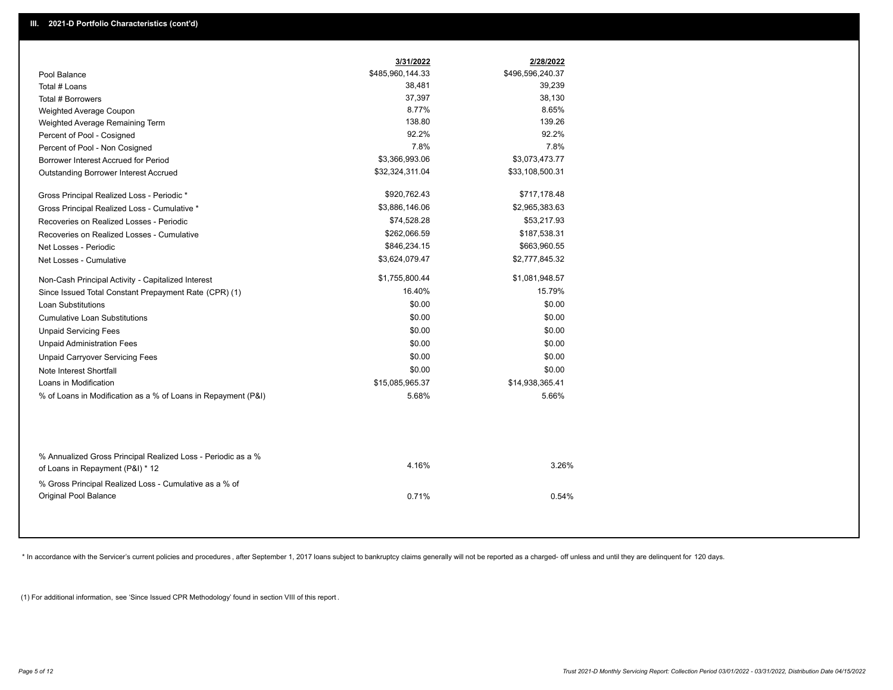## III. 2021-D Portfolio Characteristics (cont'd)

| | 3/31/2022 | 2/28/2022 |
|---|---|---|
| Pool Balance | $485,960,144.33 | $496,596,240.37 |
| Total # Loans | 38,481 | 39,239 |
| Total # Borrowers | 37,397 | 38,130 |
| Weighted Average Coupon | 8.77% | 8.65% |
| Weighted Average Remaining Term | 138.80 | 139.26 |
| Percent of Pool - Cosigned | 92.2% | 92.2% |
| Percent of Pool - Non Cosigned | 7.8% | 7.8% |
| Borrower Interest Accrued for Period | $3,366,993.06 | $3,073,473.77 |
| Outstanding Borrower Interest Accrued | $32,324,311.04 | $33,108,500.31 |
| Gross Principal Realized Loss - Periodic * | $920,762.43 | $717,178.48 |
| Gross Principal Realized Loss - Cumulative * | $3,886,146.06 | $2,965,383.63 |
| Recoveries on Realized Losses - Periodic | $74,528.28 | $53,217.93 |
| Recoveries on Realized Losses - Cumulative | $262,066.59 | $187,538.31 |
| Net Losses - Periodic | $846,234.15 | $663,960.55 |
| Net Losses - Cumulative | $3,624,079.47 | $2,777,845.32 |
| Non-Cash Principal Activity - Capitalized Interest | $1,755,800.44 | $1,081,948.57 |
| Since Issued Total Constant Prepayment Rate (CPR) (1) | 16.40% | 15.79% |
| Loan Substitutions | $0.00 | $0.00 |
| Cumulative Loan Substitutions | $0.00 | $0.00 |
| Unpaid Servicing Fees | $0.00 | $0.00 |
| Unpaid Administration Fees | $0.00 | $0.00 |
| Unpaid Carryover Servicing Fees | $0.00 | $0.00 |
| Note Interest Shortfall | $0.00 | $0.00 |
| Loans in Modification | $15,085,965.37 | $14,938,365.41 |
| % of Loans in Modification as a % of Loans in Repayment (P&I) | 5.68% | 5.66% |
| % Annualized Gross Principal Realized Loss - Periodic as a % of Loans in Repayment (P&I) * 12 | 4.16% | 3.26% |
| % Gross Principal Realized Loss - Cumulative as a % of Original Pool Balance | 0.71% | 0.54% |

* In accordance with the Servicer's current policies and procedures, after September 1, 2017 loans subject to bankruptcy claims generally will not be reported as a charged- off unless and until they are delinquent for 120 days.

(1) For additional information, see 'Since Issued CPR Methodology' found in section VIII of this report.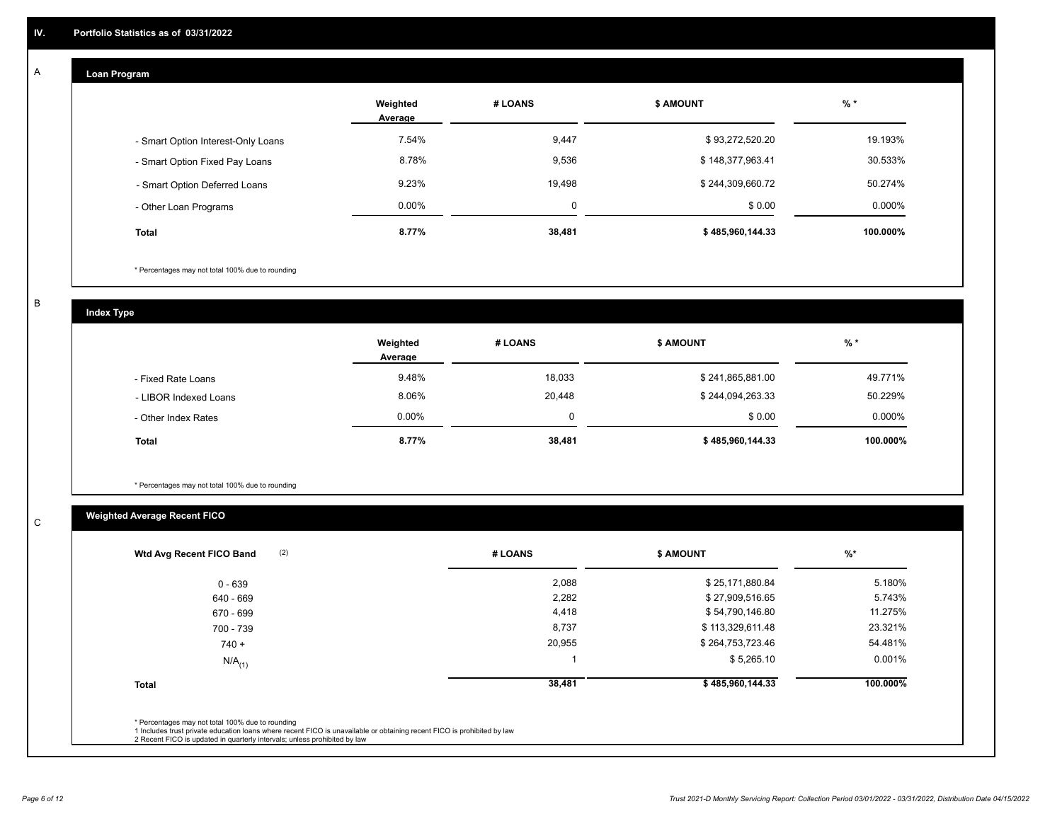## IV. Portfolio Statistics as of 03/31/2022

### A — Loan Program

| | Weighted Average | # LOANS | $ AMOUNT | % * |
|---|---|---|---|---|
| - Smart Option Interest-Only Loans | 7.54% | 9,447 | $ 93,272,520.20 | 19.193% |
| - Smart Option Fixed Pay Loans | 8.78% | 9,536 | $ 148,377,963.41 | 30.533% |
| - Smart Option Deferred Loans | 9.23% | 19,498 | $ 244,309,660.72 | 50.274% |
| - Other Loan Programs | 0.00% | 0 | $ 0.00 | 0.000% |
| **Total** | **8.77%** | **38,481** | **$ 485,960,144.33** | **100.000%** |

* Percentages may not total 100% due to rounding

### B — Index Type

| | Weighted Average | # LOANS | $ AMOUNT | % * |
|---|---|---|---|---|
| - Fixed Rate Loans | 9.48% | 18,033 | $ 241,865,881.00 | 49.771% |
| - LIBOR Indexed Loans | 8.06% | 20,448 | $ 244,094,263.33 | 50.229% |
| - Other Index Rates | 0.00% | 0 | $ 0.00 | 0.000% |
| **Total** | **8.77%** | **38,481** | **$ 485,960,144.33** | **100.000%** |

* Percentages may not total 100% due to rounding

### C — Weighted Average Recent FICO

| Wtd Avg Recent FICO Band (2) | # LOANS | $ AMOUNT | %* |
|---|---|---|---|
| 0 - 639 | 2,088 | $ 25,171,880.84 | 5.180% |
| 640 - 669 | 2,282 | $ 27,909,516.65 | 5.743% |
| 670 - 699 | 4,418 | $ 54,790,146.80 | 11.275% |
| 700 - 739 | 8,737 | $ 113,329,611.48 | 23.321% |
| 740 + | 20,955 | $ 264,753,723.46 | 54.481% |
| N/A(1) | 1 | $ 5,265.10 | 0.001% |
| **Total** | **38,481** | **$ 485,960,144.33** | **100.000%** |

* Percentages may not total 100% due to rounding
1 Includes trust private education loans where recent FICO is unavailable or obtaining recent FICO is prohibited by law
2 Recent FICO is updated in quarterly intervals; unless prohibited by law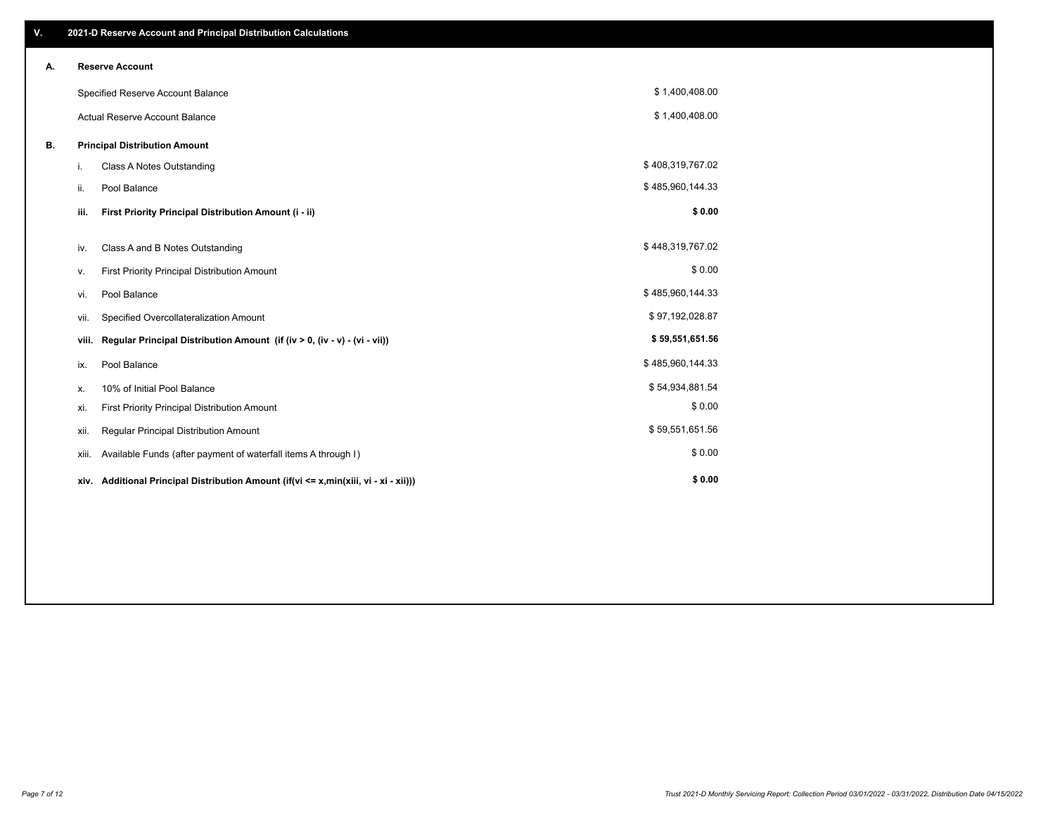## V. 2021-D Reserve Account and Principal Distribution Calculations

### A. Reserve Account

| | |
|---|---|
| Specified Reserve Account Balance | $ 1,400,408.00 |
| Actual Reserve Account Balance | $ 1,400,408.00 |

### B. Principal Distribution Amount

| | | |
|---|---|---|
| i. | Class A Notes Outstanding | $ 408,319,767.02 |
| ii. | Pool Balance | $ 485,960,144.33 |
| **iii.** | **First Priority Principal Distribution Amount (i - ii)** | **$ 0.00** |
| iv. | Class A and B Notes Outstanding | $ 448,319,767.02 |
| v. | First Priority Principal Distribution Amount | $ 0.00 |
| vi. | Pool Balance | $ 485,960,144.33 |
| vii. | Specified Overcollateralization Amount | $ 97,192,028.87 |
| **viii.** | **Regular Principal Distribution Amount (if (iv > 0, (iv - v) - (vi - vii))** | **$ 59,551,651.56** |
| ix. | Pool Balance | $ 485,960,144.33 |
| x. | 10% of Initial Pool Balance | $ 54,934,881.54 |
| xi. | First Priority Principal Distribution Amount | $ 0.00 |
| xii. | Regular Principal Distribution Amount | $ 59,551,651.56 |
| xiii. | Available Funds (after payment of waterfall items A through I) | $ 0.00 |
| **xiv.** | **Additional Principal Distribution Amount (if(vi <= x,min(xiii, vi - xi - xii)))** | **$ 0.00** |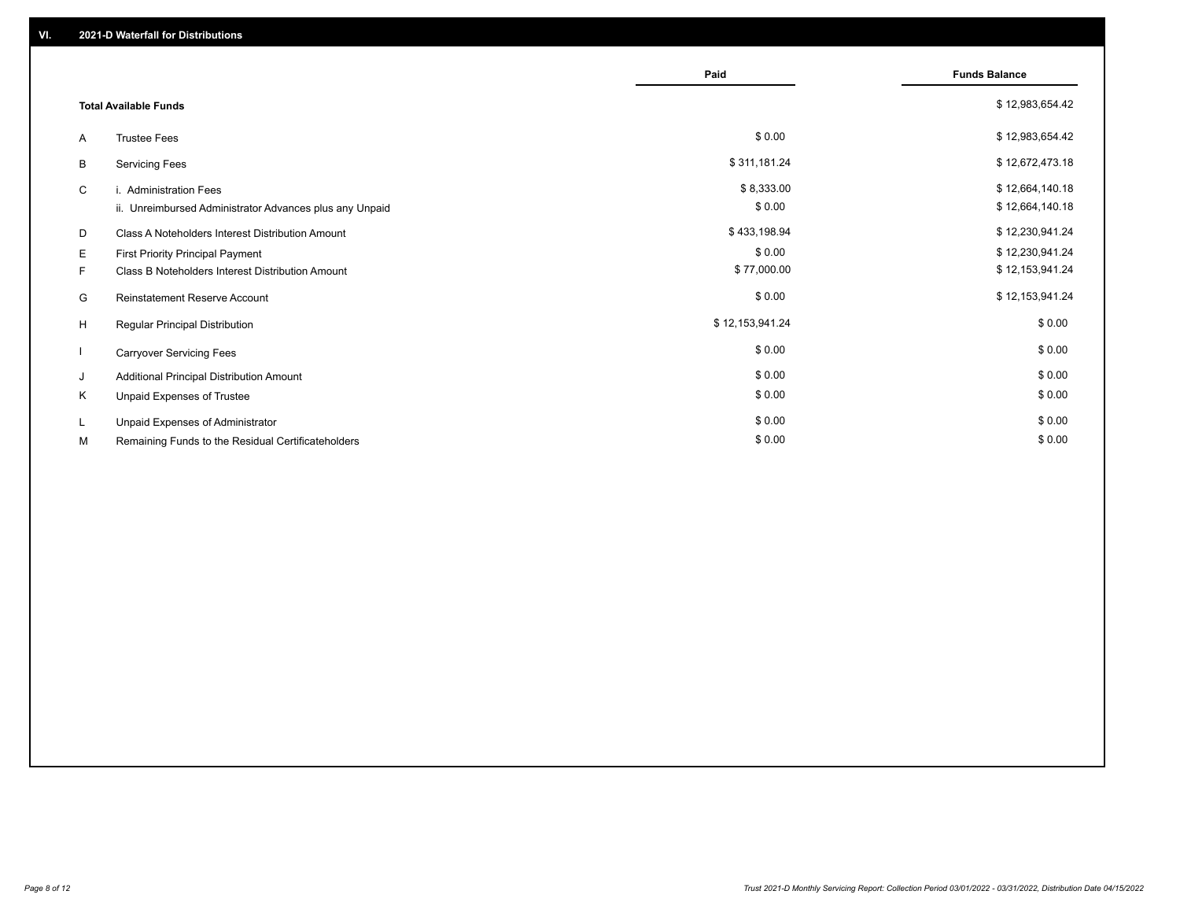## VI. 2021-D Waterfall for Distributions

| | | Paid | Funds Balance |
|---|---|---|---|
| | **Total Available Funds** | | $ 12,983,654.42 |
| A | Trustee Fees | $ 0.00 | $ 12,983,654.42 |
| B | Servicing Fees | $ 311,181.24 | $ 12,672,473.18 |
| C | i. Administration Fees | $ 8,333.00 | $ 12,664,140.18 |
| | ii. Unreimbursed Administrator Advances plus any Unpaid | $ 0.00 | $ 12,664,140.18 |
| D | Class A Noteholders Interest Distribution Amount | $ 433,198.94 | $ 12,230,941.24 |
| E | First Priority Principal Payment | $ 0.00 | $ 12,230,941.24 |
| F | Class B Noteholders Interest Distribution Amount | $ 77,000.00 | $ 12,153,941.24 |
| G | Reinstatement Reserve Account | $ 0.00 | $ 12,153,941.24 |
| H | Regular Principal Distribution | $ 12,153,941.24 | $ 0.00 |
| I | Carryover Servicing Fees | $ 0.00 | $ 0.00 |
| J | Additional Principal Distribution Amount | $ 0.00 | $ 0.00 |
| K | Unpaid Expenses of Trustee | $ 0.00 | $ 0.00 |
| L | Unpaid Expenses of Administrator | $ 0.00 | $ 0.00 |
| M | Remaining Funds to the Residual Certificateholders | $ 0.00 | $ 0.00 |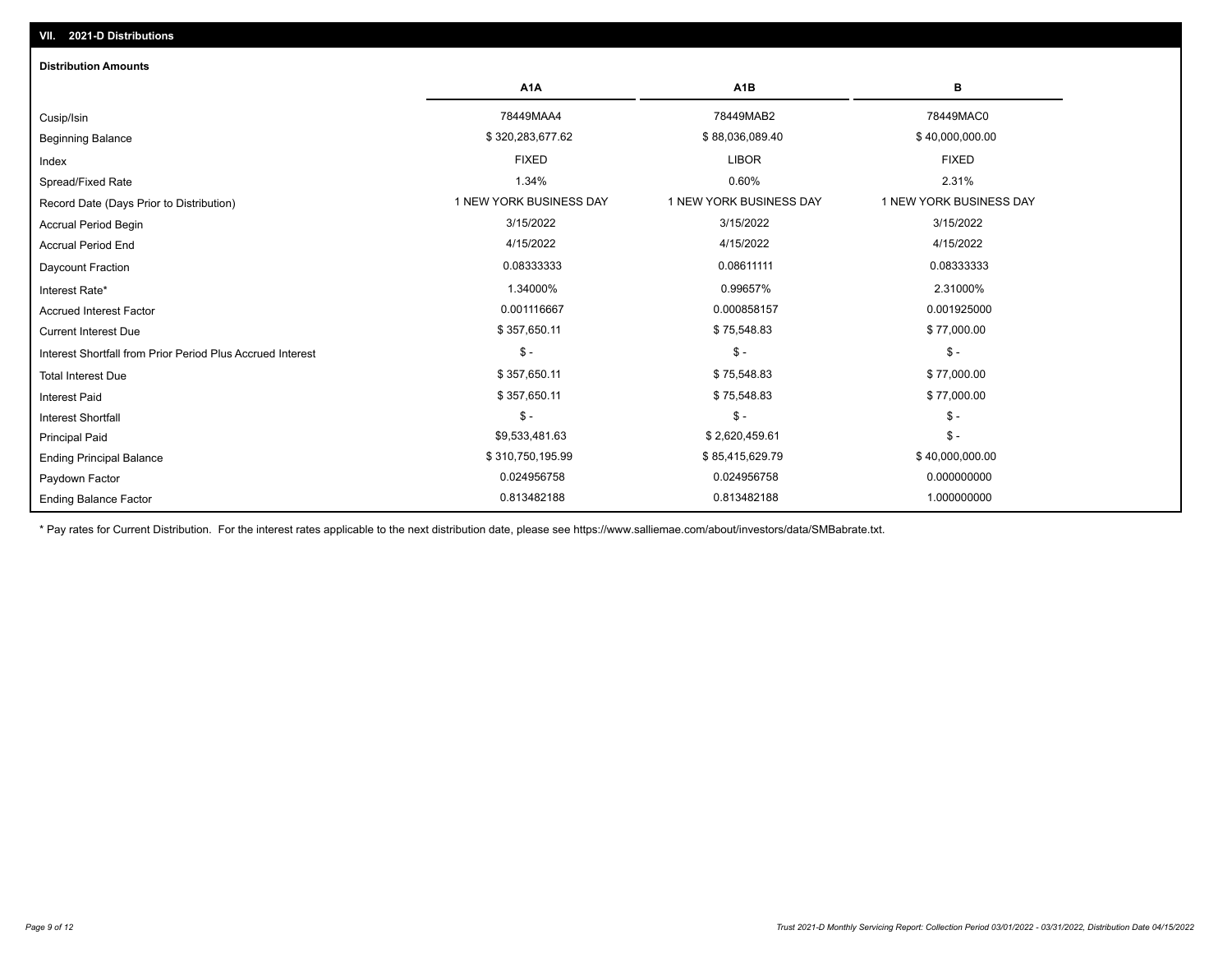## VII. 2021-D Distributions

### Distribution Amounts

| | A1A | A1B | B |
|---|---|---|---|
| Cusip/Isin | 78449MAA4 | 78449MAB2 | 78449MAC0 |
| Beginning Balance | $ 320,283,677.62 | $ 88,036,089.40 | $ 40,000,000.00 |
| Index | FIXED | LIBOR | FIXED |
| Spread/Fixed Rate | 1.34% | 0.60% | 2.31% |
| Record Date (Days Prior to Distribution) | 1 NEW YORK BUSINESS DAY | 1 NEW YORK BUSINESS DAY | 1 NEW YORK BUSINESS DAY |
| Accrual Period Begin | 3/15/2022 | 3/15/2022 | 3/15/2022 |
| Accrual Period End | 4/15/2022 | 4/15/2022 | 4/15/2022 |
| Daycount Fraction | 0.08333333 | 0.08611111 | 0.08333333 |
| Interest Rate* | 1.34000% | 0.99657% | 2.31000% |
| Accrued Interest Factor | 0.001116667 | 0.000858157 | 0.001925000 |
| Current Interest Due | $ 357,650.11 | $ 75,548.83 | $ 77,000.00 |
| Interest Shortfall from Prior Period Plus Accrued Interest | $ - | $ - | $ - |
| Total Interest Due | $ 357,650.11 | $ 75,548.83 | $ 77,000.00 |
| Interest Paid | $ 357,650.11 | $ 75,548.83 | $ 77,000.00 |
| Interest Shortfall | $ - | $ - | $ - |
| Principal Paid | $9,533,481.63 | $ 2,620,459.61 | $ - |
| Ending Principal Balance | $ 310,750,195.99 | $ 85,415,629.79 | $ 40,000,000.00 |
| Paydown Factor | 0.024956758 | 0.024956758 | 0.000000000 |
| Ending Balance Factor | 0.813482188 | 0.813482188 | 1.000000000 |

* Pay rates for Current Distribution. For the interest rates applicable to the next distribution date, please see https://www.salliemae.com/about/investors/data/SMBabrate.txt.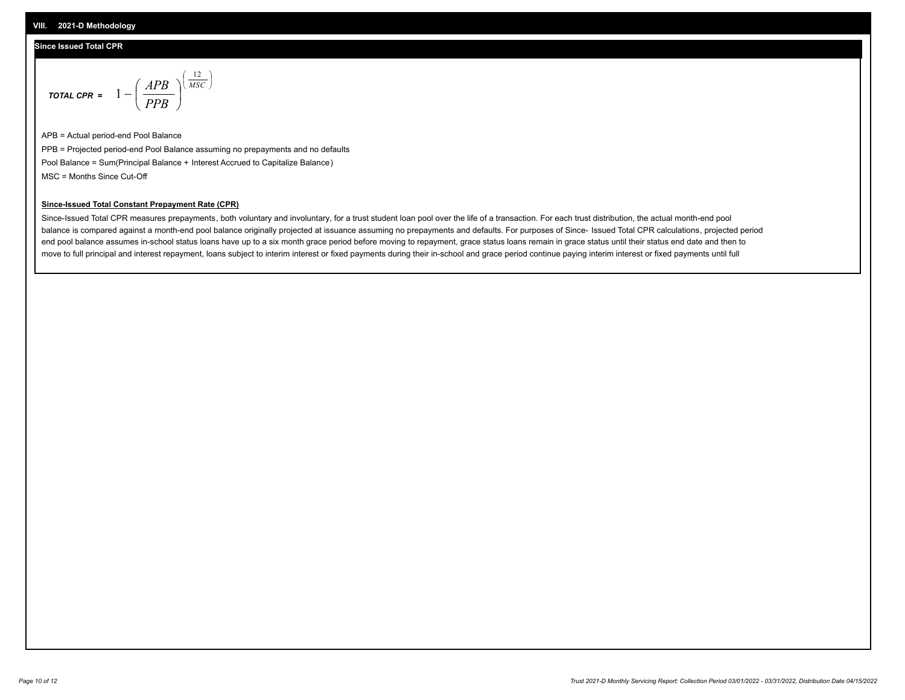## VIII. 2021-D Methodology

### Since Issued Total CPR

$$\textit{TOTAL CPR} = 1 - \left( \frac{APB}{PPB} \right)^{\left( \frac{12}{MSC} \right)}$$

APB = Actual period-end Pool Balance

PPB = Projected period-end Pool Balance assuming no prepayments and no defaults

Pool Balance = Sum(Principal Balance + Interest Accrued to Capitalize Balance)

MSC = Months Since Cut-Off

**Since-Issued Total Constant Prepayment Rate (CPR)**

Since-Issued Total CPR measures prepayments, both voluntary and involuntary, for a trust student loan pool over the life of a transaction. For each trust distribution, the actual month-end pool balance is compared against a month-end pool balance originally projected at issuance assuming no prepayments and defaults. For purposes of Since- Issued Total CPR calculations, projected period end pool balance assumes in-school status loans have up to a six month grace period before moving to repayment, grace status loans remain in grace status until their status end date and then to move to full principal and interest repayment, loans subject to interim interest or fixed payments during their in-school and grace period continue paying interim interest or fixed payments until full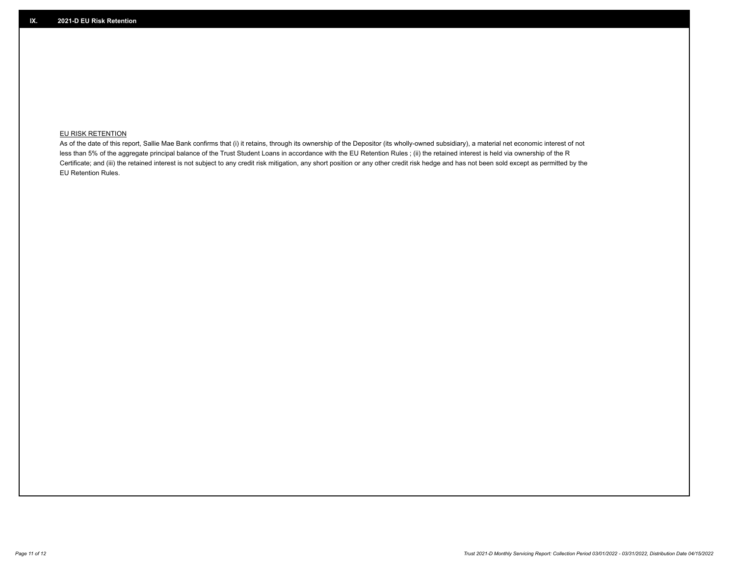## IX. 2021-D EU Risk Retention

EU RISK RETENTION

As of the date of this report, Sallie Mae Bank confirms that (i) it retains, through its ownership of the Depositor (its wholly-owned subsidiary), a material net economic interest of not less than 5% of the aggregate principal balance of the Trust Student Loans in accordance with the EU Retention Rules ; (ii) the retained interest is held via ownership of the R Certificate; and (iii) the retained interest is not subject to any credit risk mitigation, any short position or any other credit risk hedge and has not been sold except as permitted by the EU Retention Rules.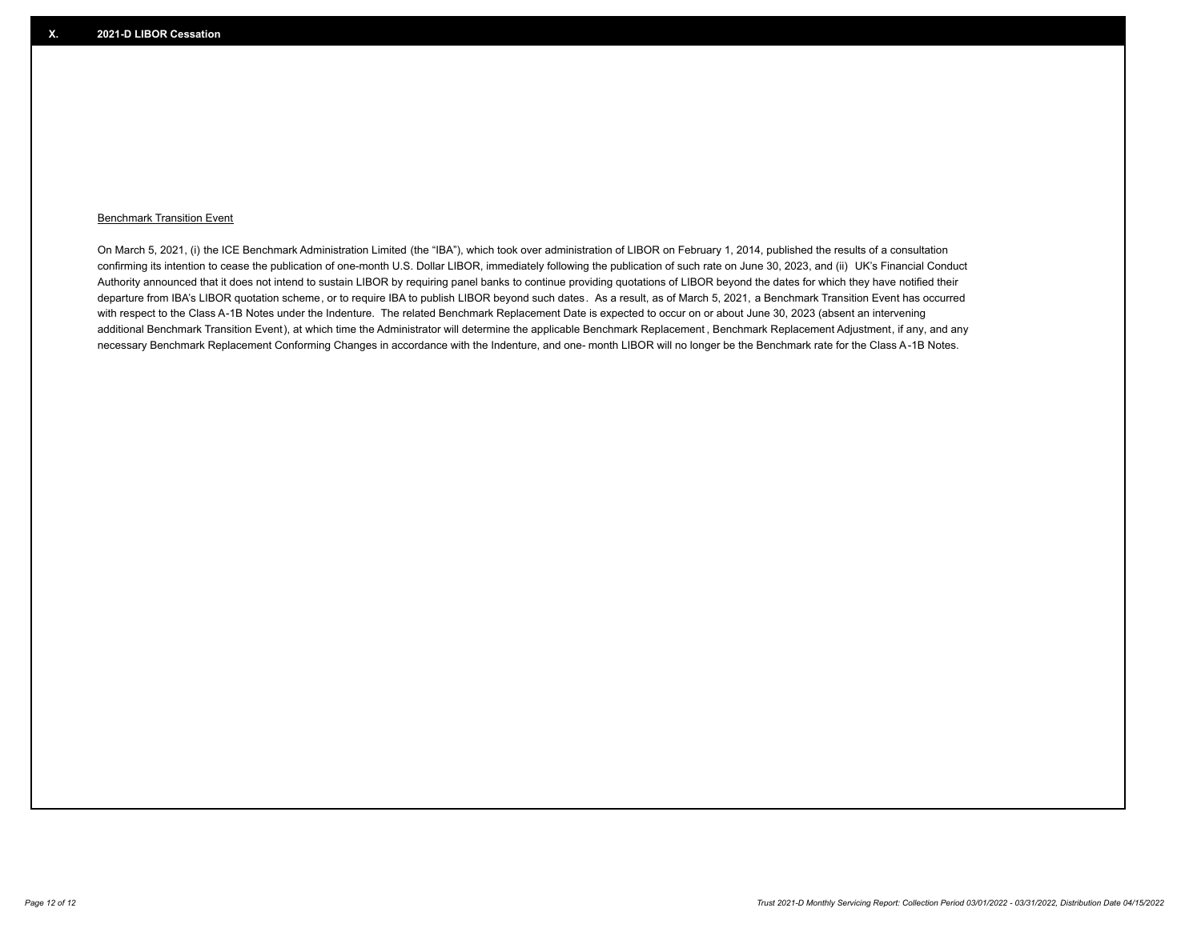## X. 2021-D LIBOR Cessation

Benchmark Transition Event

On March 5, 2021, (i) the ICE Benchmark Administration Limited (the "IBA"), which took over administration of LIBOR on February 1, 2014, published the results of a consultation confirming its intention to cease the publication of one-month U.S. Dollar LIBOR, immediately following the publication of such rate on June 30, 2023, and (ii) UK's Financial Conduct Authority announced that it does not intend to sustain LIBOR by requiring panel banks to continue providing quotations of LIBOR beyond the dates for which they have notified their departure from IBA's LIBOR quotation scheme, or to require IBA to publish LIBOR beyond such dates. As a result, as of March 5, 2021, a Benchmark Transition Event has occurred with respect to the Class A-1B Notes under the Indenture. The related Benchmark Replacement Date is expected to occur on or about June 30, 2023 (absent an intervening additional Benchmark Transition Event), at which time the Administrator will determine the applicable Benchmark Replacement, Benchmark Replacement Adjustment, if any, and any necessary Benchmark Replacement Conforming Changes in accordance with the Indenture, and one- month LIBOR will no longer be the Benchmark rate for the Class A-1B Notes.